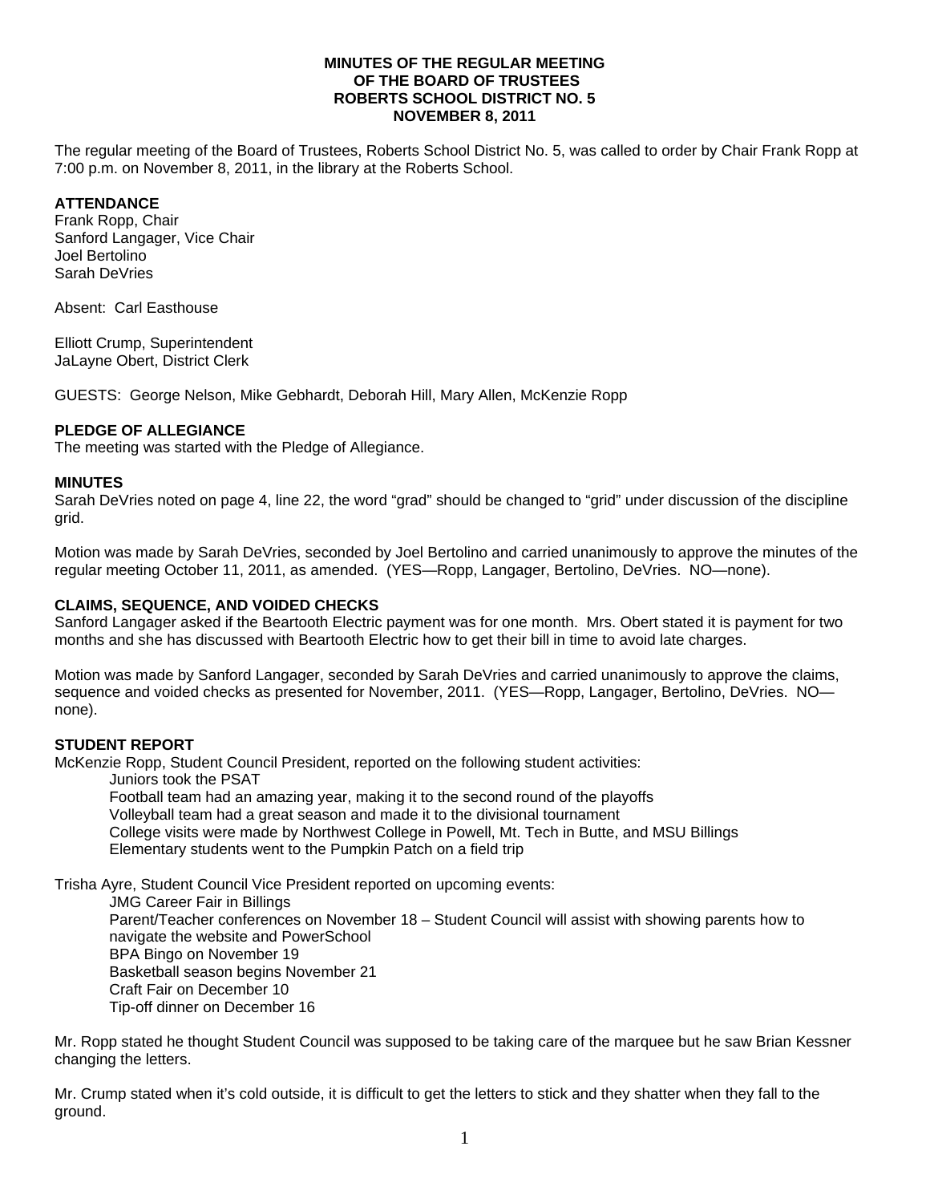**MINUTES OF THE REGULAR MEETING**
**OF THE BOARD OF TRUSTEES**
**ROBERTS SCHOOL DISTRICT NO. 5**
**NOVEMBER 8, 2011**

The regular meeting of the Board of Trustees, Roberts School District No. 5, was called to order by Chair Frank Ropp at 7:00 p.m. on November 8, 2011, in the library at the Roberts School.

**ATTENDANCE**
Frank Ropp, Chair
Sanford Langager, Vice Chair
Joel Bertolino
Sarah DeVries

Absent: Carl Easthouse

Elliott Crump, Superintendent
JaLayne Obert, District Clerk

GUESTS: George Nelson, Mike Gebhardt, Deborah Hill, Mary Allen, McKenzie Ropp

**PLEDGE OF ALLEGIANCE**
The meeting was started with the Pledge of Allegiance.

**MINUTES**
Sarah DeVries noted on page 4, line 22, the word "grad" should be changed to "grid" under discussion of the discipline grid.

Motion was made by Sarah DeVries, seconded by Joel Bertolino and carried unanimously to approve the minutes of the regular meeting October 11, 2011, as amended. (YES—Ropp, Langager, Bertolino, DeVries. NO—none).

**CLAIMS, SEQUENCE, AND VOIDED CHECKS**
Sanford Langager asked if the Beartooth Electric payment was for one month. Mrs. Obert stated it is payment for two months and she has discussed with Beartooth Electric how to get their bill in time to avoid late charges.

Motion was made by Sanford Langager, seconded by Sarah DeVries and carried unanimously to approve the claims, sequence and voided checks as presented for November, 2011. (YES—Ropp, Langager, Bertolino, DeVries. NO—none).

**STUDENT REPORT**
McKenzie Ropp, Student Council President, reported on the following student activities:

- Juniors took the PSAT
- Football team had an amazing year, making it to the second round of the playoffs
- Volleyball team had a great season and made it to the divisional tournament
- College visits were made by Northwest College in Powell, Mt. Tech in Butte, and MSU Billings
- Elementary students went to the Pumpkin Patch on a field trip

Trisha Ayre, Student Council Vice President reported on upcoming events:

- JMG Career Fair in Billings
- Parent/Teacher conferences on November 18 – Student Council will assist with showing parents how to navigate the website and PowerSchool
- BPA Bingo on November 19
- Basketball season begins November 21
- Craft Fair on December 10
- Tip-off dinner on December 16

Mr. Ropp stated he thought Student Council was supposed to be taking care of the marquee but he saw Brian Kessner changing the letters.

Mr. Crump stated when it's cold outside, it is difficult to get the letters to stick and they shatter when they fall to the ground.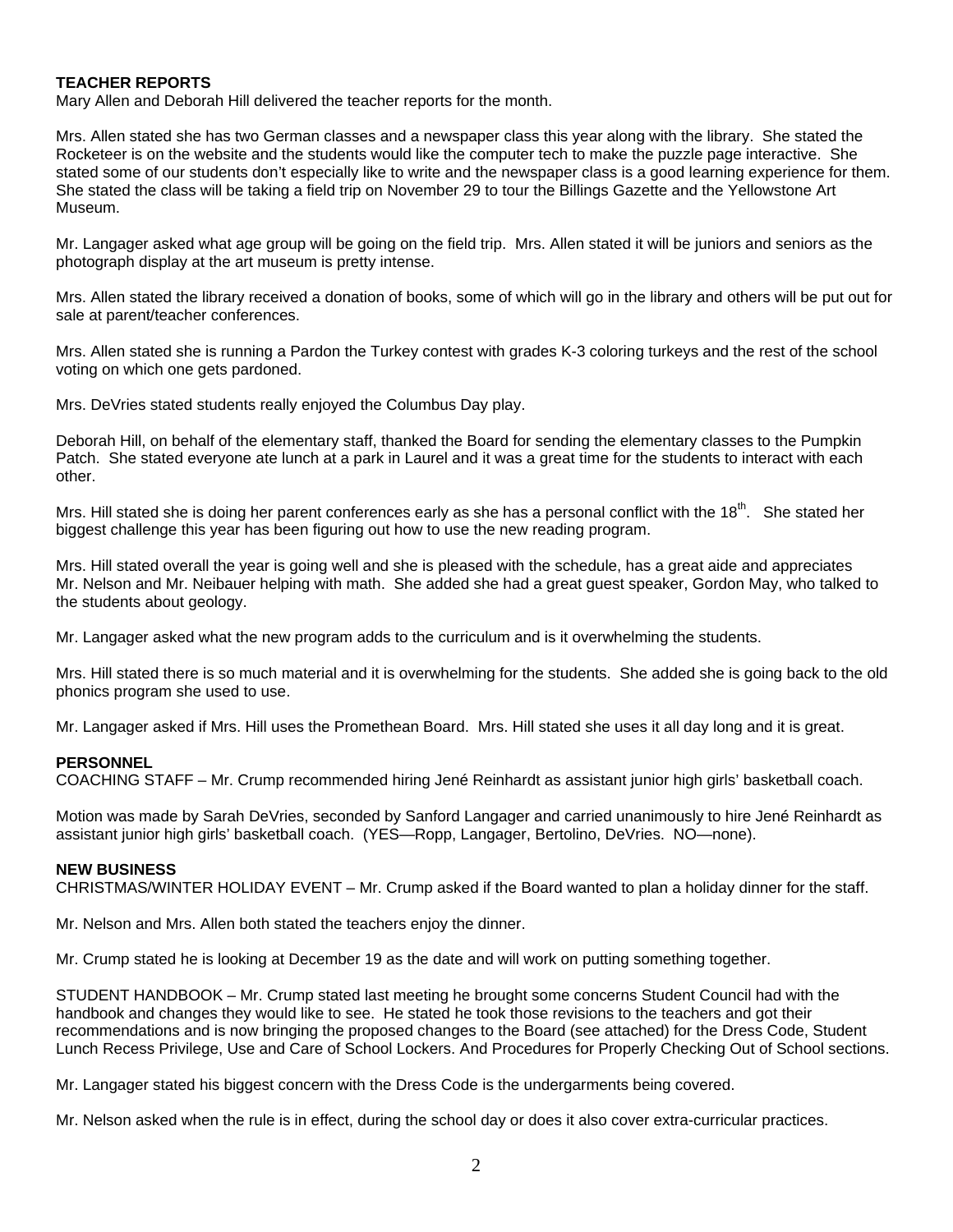**TEACHER REPORTS**
Mary Allen and Deborah Hill delivered the teacher reports for the month.

Mrs. Allen stated she has two German classes and a newspaper class this year along with the library. She stated the Rocketeer is on the website and the students would like the computer tech to make the puzzle page interactive. She stated some of our students don't especially like to write and the newspaper class is a good learning experience for them. She stated the class will be taking a field trip on November 29 to tour the Billings Gazette and the Yellowstone Art Museum.

Mr. Langager asked what age group will be going on the field trip. Mrs. Allen stated it will be juniors and seniors as the photograph display at the art museum is pretty intense.

Mrs. Allen stated the library received a donation of books, some of which will go in the library and others will be put out for sale at parent/teacher conferences.

Mrs. Allen stated she is running a Pardon the Turkey contest with grades K-3 coloring turkeys and the rest of the school voting on which one gets pardoned.

Mrs. DeVries stated students really enjoyed the Columbus Day play.

Deborah Hill, on behalf of the elementary staff, thanked the Board for sending the elementary classes to the Pumpkin Patch. She stated everyone ate lunch at a park in Laurel and it was a great time for the students to interact with each other.

Mrs. Hill stated she is doing her parent conferences early as she has a personal conflict with the 18th. She stated her biggest challenge this year has been figuring out how to use the new reading program.

Mrs. Hill stated overall the year is going well and she is pleased with the schedule, has a great aide and appreciates Mr. Nelson and Mr. Neibauer helping with math. She added she had a great guest speaker, Gordon May, who talked to the students about geology.

Mr. Langager asked what the new program adds to the curriculum and is it overwhelming the students.

Mrs. Hill stated there is so much material and it is overwhelming for the students. She added she is going back to the old phonics program she used to use.

Mr. Langager asked if Mrs. Hill uses the Promethean Board. Mrs. Hill stated she uses it all day long and it is great.

**PERSONNEL**
COACHING STAFF – Mr. Crump recommended hiring Jené Reinhardt as assistant junior high girls' basketball coach.

Motion was made by Sarah DeVries, seconded by Sanford Langager and carried unanimously to hire Jené Reinhardt as assistant junior high girls' basketball coach. (YES—Ropp, Langager, Bertolino, DeVries. NO—none).

**NEW BUSINESS**
CHRISTMAS/WINTER HOLIDAY EVENT – Mr. Crump asked if the Board wanted to plan a holiday dinner for the staff.

Mr. Nelson and Mrs. Allen both stated the teachers enjoy the dinner.

Mr. Crump stated he is looking at December 19 as the date and will work on putting something together.

STUDENT HANDBOOK – Mr. Crump stated last meeting he brought some concerns Student Council had with the handbook and changes they would like to see. He stated he took those revisions to the teachers and got their recommendations and is now bringing the proposed changes to the Board (see attached) for the Dress Code, Student Lunch Recess Privilege, Use and Care of School Lockers. And Procedures for Properly Checking Out of School sections.

Mr. Langager stated his biggest concern with the Dress Code is the undergarments being covered.

Mr. Nelson asked when the rule is in effect, during the school day or does it also cover extra-curricular practices.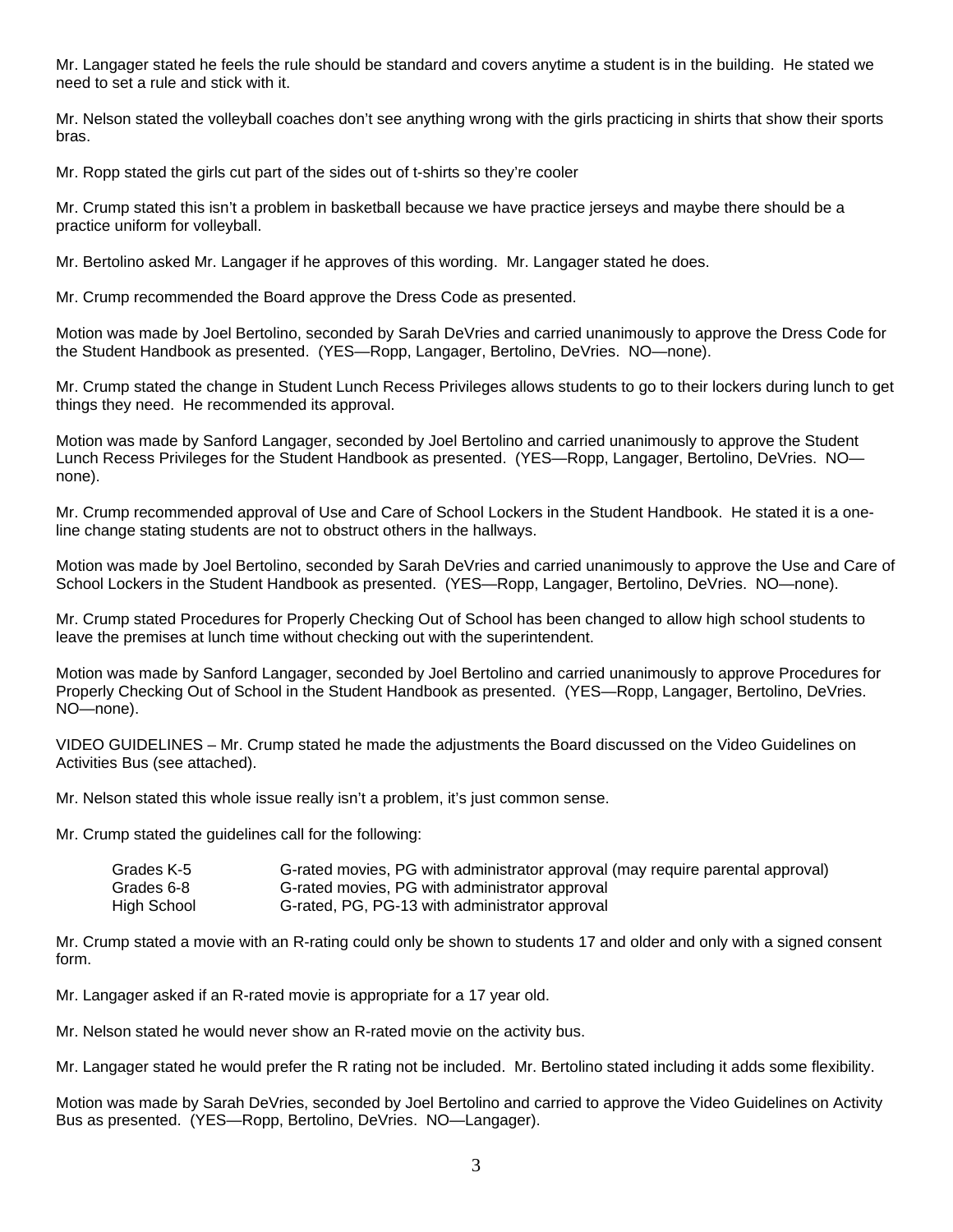Mr. Langager stated he feels the rule should be standard and covers anytime a student is in the building. He stated we need to set a rule and stick with it.

Mr. Nelson stated the volleyball coaches don't see anything wrong with the girls practicing in shirts that show their sports bras.

Mr. Ropp stated the girls cut part of the sides out of t-shirts so they're cooler

Mr. Crump stated this isn't a problem in basketball because we have practice jerseys and maybe there should be a practice uniform for volleyball.

Mr. Bertolino asked Mr. Langager if he approves of this wording. Mr. Langager stated he does.

Mr. Crump recommended the Board approve the Dress Code as presented.

Motion was made by Joel Bertolino, seconded by Sarah DeVries and carried unanimously to approve the Dress Code for the Student Handbook as presented. (YES—Ropp, Langager, Bertolino, DeVries. NO—none).

Mr. Crump stated the change in Student Lunch Recess Privileges allows students to go to their lockers during lunch to get things they need. He recommended its approval.

Motion was made by Sanford Langager, seconded by Joel Bertolino and carried unanimously to approve the Student Lunch Recess Privileges for the Student Handbook as presented. (YES—Ropp, Langager, Bertolino, DeVries. NO—none).

Mr. Crump recommended approval of Use and Care of School Lockers in the Student Handbook. He stated it is a one-line change stating students are not to obstruct others in the hallways.

Motion was made by Joel Bertolino, seconded by Sarah DeVries and carried unanimously to approve the Use and Care of School Lockers in the Student Handbook as presented. (YES—Ropp, Langager, Bertolino, DeVries. NO—none).

Mr. Crump stated Procedures for Properly Checking Out of School has been changed to allow high school students to leave the premises at lunch time without checking out with the superintendent.

Motion was made by Sanford Langager, seconded by Joel Bertolino and carried unanimously to approve Procedures for Properly Checking Out of School in the Student Handbook as presented. (YES—Ropp, Langager, Bertolino, DeVries. NO—none).

VIDEO GUIDELINES – Mr. Crump stated he made the adjustments the Board discussed on the Video Guidelines on Activities Bus (see attached).

Mr. Nelson stated this whole issue really isn't a problem, it's just common sense.

Mr. Crump stated the guidelines call for the following:

| | |
|---|---|
| Grades K-5 | G-rated movies, PG with administrator approval (may require parental approval) |
| Grades 6-8 | G-rated movies, PG with administrator approval |
| High School | G-rated, PG, PG-13 with administrator approval |

Mr. Crump stated a movie with an R-rating could only be shown to students 17 and older and only with a signed consent form.

Mr. Langager asked if an R-rated movie is appropriate for a 17 year old.

Mr. Nelson stated he would never show an R-rated movie on the activity bus.

Mr. Langager stated he would prefer the R rating not be included. Mr. Bertolino stated including it adds some flexibility.

Motion was made by Sarah DeVries, seconded by Joel Bertolino and carried to approve the Video Guidelines on Activity Bus as presented. (YES—Ropp, Bertolino, DeVries. NO—Langager).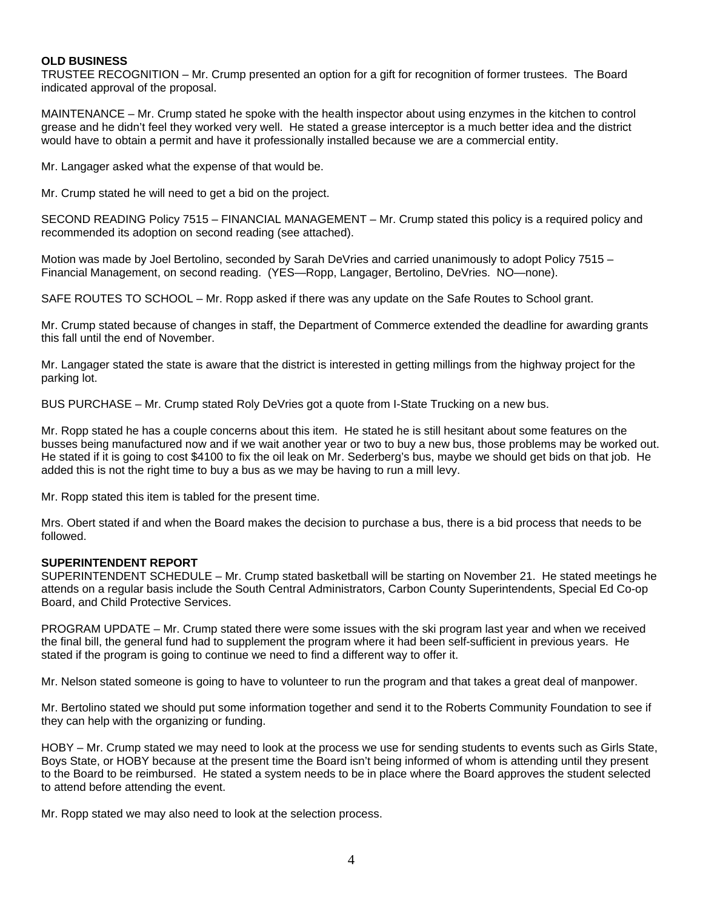**OLD BUSINESS**

TRUSTEE RECOGNITION – Mr. Crump presented an option for a gift for recognition of former trustees. The Board indicated approval of the proposal.

MAINTENANCE – Mr. Crump stated he spoke with the health inspector about using enzymes in the kitchen to control grease and he didn't feel they worked very well. He stated a grease interceptor is a much better idea and the district would have to obtain a permit and have it professionally installed because we are a commercial entity.

Mr. Langager asked what the expense of that would be.

Mr. Crump stated he will need to get a bid on the project.

SECOND READING Policy 7515 – FINANCIAL MANAGEMENT – Mr. Crump stated this policy is a required policy and recommended its adoption on second reading (see attached).

Motion was made by Joel Bertolino, seconded by Sarah DeVries and carried unanimously to adopt Policy 7515 – Financial Management, on second reading. (YES—Ropp, Langager, Bertolino, DeVries. NO—none).

SAFE ROUTES TO SCHOOL – Mr. Ropp asked if there was any update on the Safe Routes to School grant.

Mr. Crump stated because of changes in staff, the Department of Commerce extended the deadline for awarding grants this fall until the end of November.

Mr. Langager stated the state is aware that the district is interested in getting millings from the highway project for the parking lot.

BUS PURCHASE – Mr. Crump stated Roly DeVries got a quote from I-State Trucking on a new bus.

Mr. Ropp stated he has a couple concerns about this item. He stated he is still hesitant about some features on the busses being manufactured now and if we wait another year or two to buy a new bus, those problems may be worked out. He stated if it is going to cost $4100 to fix the oil leak on Mr. Sederberg's bus, maybe we should get bids on that job. He added this is not the right time to buy a bus as we may be having to run a mill levy.

Mr. Ropp stated this item is tabled for the present time.

Mrs. Obert stated if and when the Board makes the decision to purchase a bus, there is a bid process that needs to be followed.

**SUPERINTENDENT REPORT**

SUPERINTENDENT SCHEDULE – Mr. Crump stated basketball will be starting on November 21. He stated meetings he attends on a regular basis include the South Central Administrators, Carbon County Superintendents, Special Ed Co-op Board, and Child Protective Services.

PROGRAM UPDATE – Mr. Crump stated there were some issues with the ski program last year and when we received the final bill, the general fund had to supplement the program where it had been self-sufficient in previous years. He stated if the program is going to continue we need to find a different way to offer it.

Mr. Nelson stated someone is going to have to volunteer to run the program and that takes a great deal of manpower.

Mr. Bertolino stated we should put some information together and send it to the Roberts Community Foundation to see if they can help with the organizing or funding.

HOBY – Mr. Crump stated we may need to look at the process we use for sending students to events such as Girls State, Boys State, or HOBY because at the present time the Board isn't being informed of whom is attending until they present to the Board to be reimbursed. He stated a system needs to be in place where the Board approves the student selected to attend before attending the event.

Mr. Ropp stated we may also need to look at the selection process.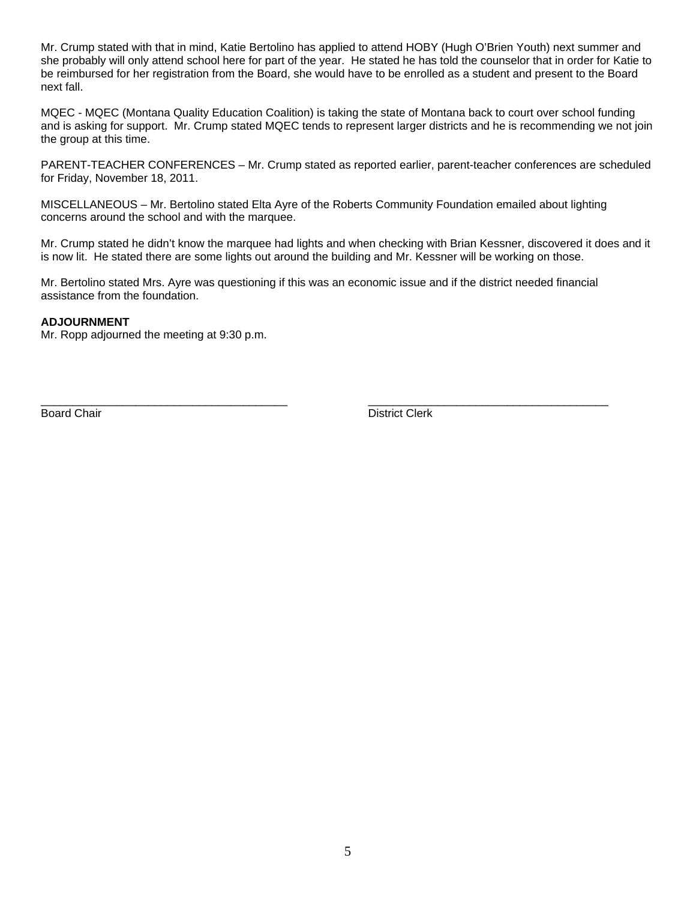Mr. Crump stated with that in mind, Katie Bertolino has applied to attend HOBY (Hugh O'Brien Youth) next summer and she probably will only attend school here for part of the year. He stated he has told the counselor that in order for Katie to be reimbursed for her registration from the Board, she would have to be enrolled as a student and present to the Board next fall.

MQEC - MQEC (Montana Quality Education Coalition) is taking the state of Montana back to court over school funding and is asking for support. Mr. Crump stated MQEC tends to represent larger districts and he is recommending we not join the group at this time.

PARENT-TEACHER CONFERENCES – Mr. Crump stated as reported earlier, parent-teacher conferences are scheduled for Friday, November 18, 2011.

MISCELLANEOUS – Mr. Bertolino stated Elta Ayre of the Roberts Community Foundation emailed about lighting concerns around the school and with the marquee.

Mr. Crump stated he didn't know the marquee had lights and when checking with Brian Kessner, discovered it does and it is now lit. He stated there are some lights out around the building and Mr. Kessner will be working on those.

Mr. Bertolino stated Mrs. Ayre was questioning if this was an economic issue and if the district needed financial assistance from the foundation.

**ADJOURNMENT**
Mr. Ropp adjourned the meeting at 9:30 p.m.

\_\_\_\_\_\_\_\_\_\_\_\_\_\_\_\_\_\_\_\_\_\_\_\_\_\_\_\_\_\_\_\_\_\_\_\_\_\_\_\_ \_\_\_\_\_\_\_\_\_\_\_\_\_\_\_\_\_\_\_\_\_\_\_\_\_\_\_\_\_\_\_\_\_\_\_\_\_\_\_\_
Board Chair District Clerk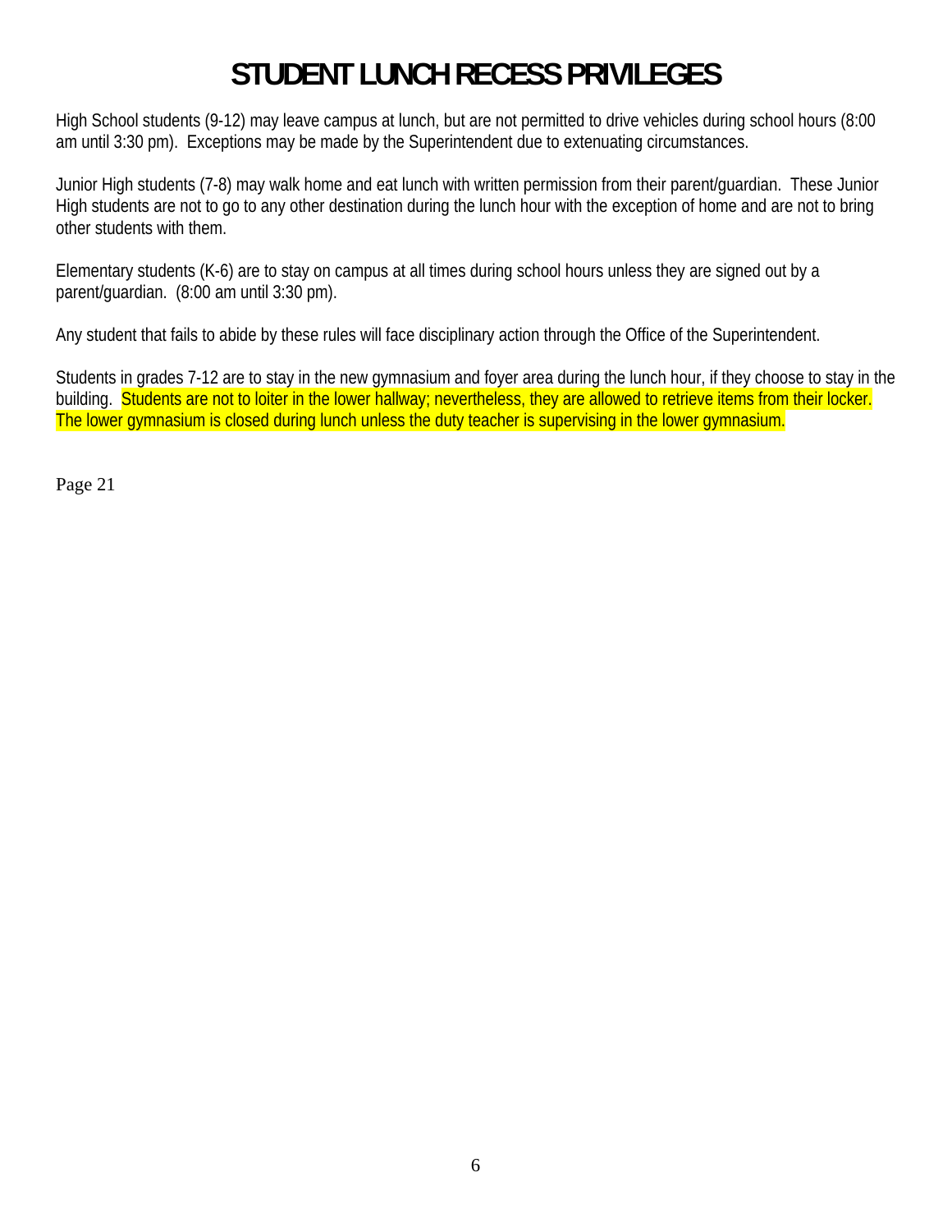# STUDENT LUNCH RECESS PRIVILEGES

High School students (9-12) may leave campus at lunch, but are not permitted to drive vehicles during school hours (8:00 am until 3:30 pm). Exceptions may be made by the Superintendent due to extenuating circumstances.

Junior High students (7-8) may walk home and eat lunch with written permission from their parent/guardian. These Junior High students are not to go to any other destination during the lunch hour with the exception of home and are not to bring other students with them.

Elementary students (K-6) are to stay on campus at all times during school hours unless they are signed out by a parent/guardian. (8:00 am until 3:30 pm).

Any student that fails to abide by these rules will face disciplinary action through the Office of the Superintendent.

Students in grades 7-12 are to stay in the new gymnasium and foyer area during the lunch hour, if they choose to stay in the building. Students are not to loiter in the lower hallway; nevertheless, they are allowed to retrieve items from their locker. The lower gymnasium is closed during lunch unless the duty teacher is supervising in the lower gymnasium.

Page 21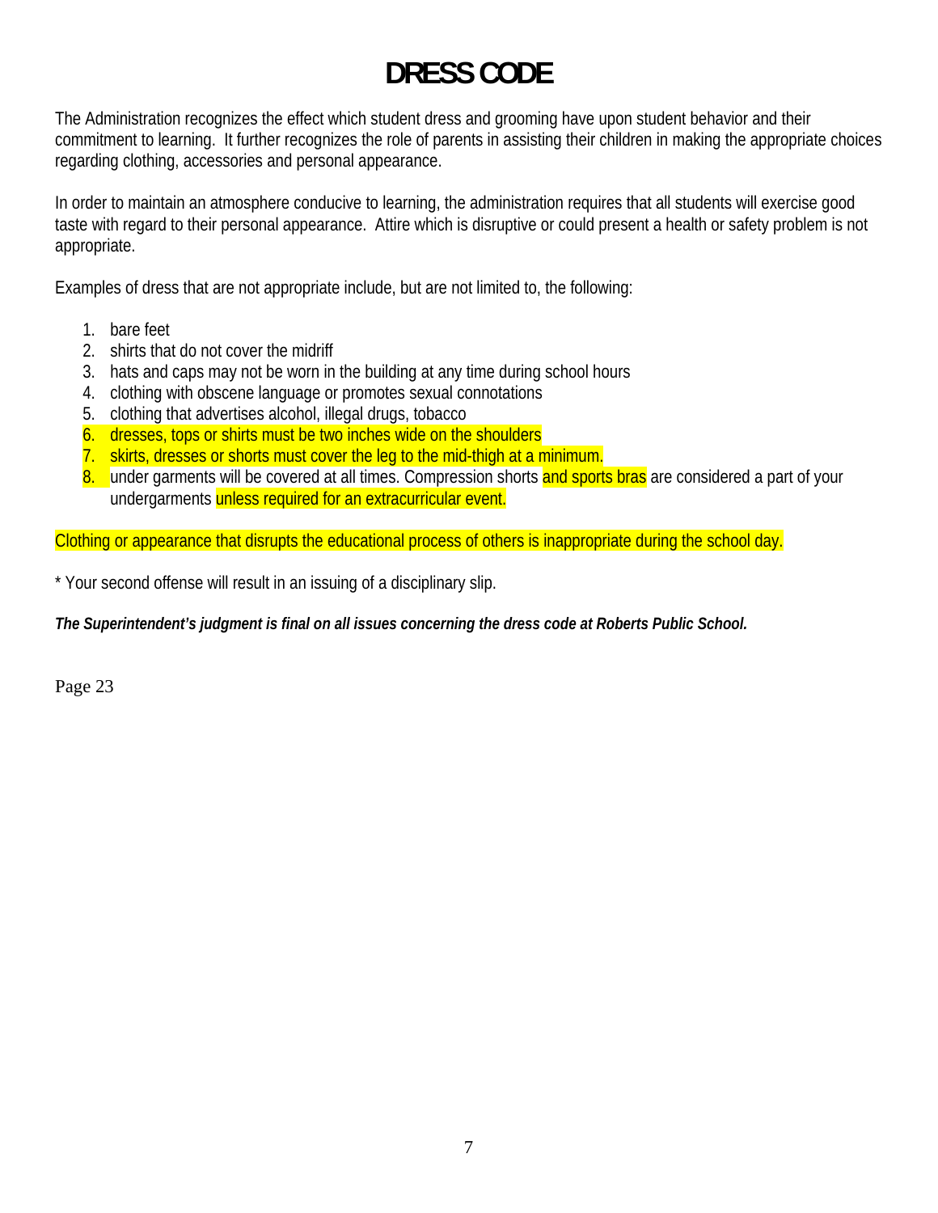# DRESS CODE

The Administration recognizes the effect which student dress and grooming have upon student behavior and their commitment to learning. It further recognizes the role of parents in assisting their children in making the appropriate choices regarding clothing, accessories and personal appearance.

In order to maintain an atmosphere conducive to learning, the administration requires that all students will exercise good taste with regard to their personal appearance. Attire which is disruptive or could present a health or safety problem is not appropriate.

Examples of dress that are not appropriate include, but are not limited to, the following:

1. bare feet
2. shirts that do not cover the midriff
3. hats and caps may not be worn in the building at any time during school hours
4. clothing with obscene language or promotes sexual connotations
5. clothing that advertises alcohol, illegal drugs, tobacco
6. dresses, tops or shirts must be two inches wide on the shoulders
7. skirts, dresses or shorts must cover the leg to the mid-thigh at a minimum.
8. under garments will be covered at all times. Compression shorts and sports bras are considered a part of your undergarments unless required for an extracurricular event.

Clothing or appearance that disrupts the educational process of others is inappropriate during the school day.

* Your second offense will result in an issuing of a disciplinary slip.

***The Superintendent's judgment is final on all issues concerning the dress code at Roberts Public School.***

Page 23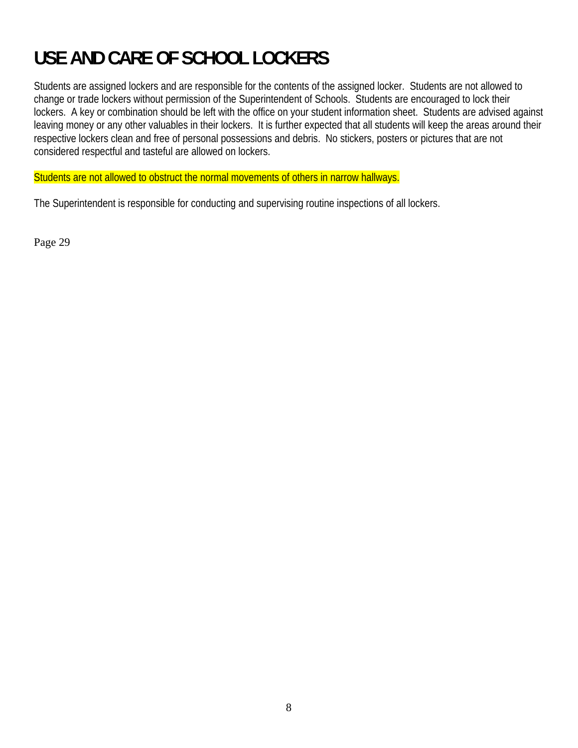# USE AND CARE OF SCHOOL LOCKERS

Students are assigned lockers and are responsible for the contents of the assigned locker. Students are not allowed to change or trade lockers without permission of the Superintendent of Schools. Students are encouraged to lock their lockers. A key or combination should be left with the office on your student information sheet. Students are advised against leaving money or any other valuables in their lockers. It is further expected that all students will keep the areas around their respective lockers clean and free of personal possessions and debris. No stickers, posters or pictures that are not considered respectful and tasteful are allowed on lockers.

Students are not allowed to obstruct the normal movements of others in narrow hallways.

The Superintendent is responsible for conducting and supervising routine inspections of all lockers.

Page 29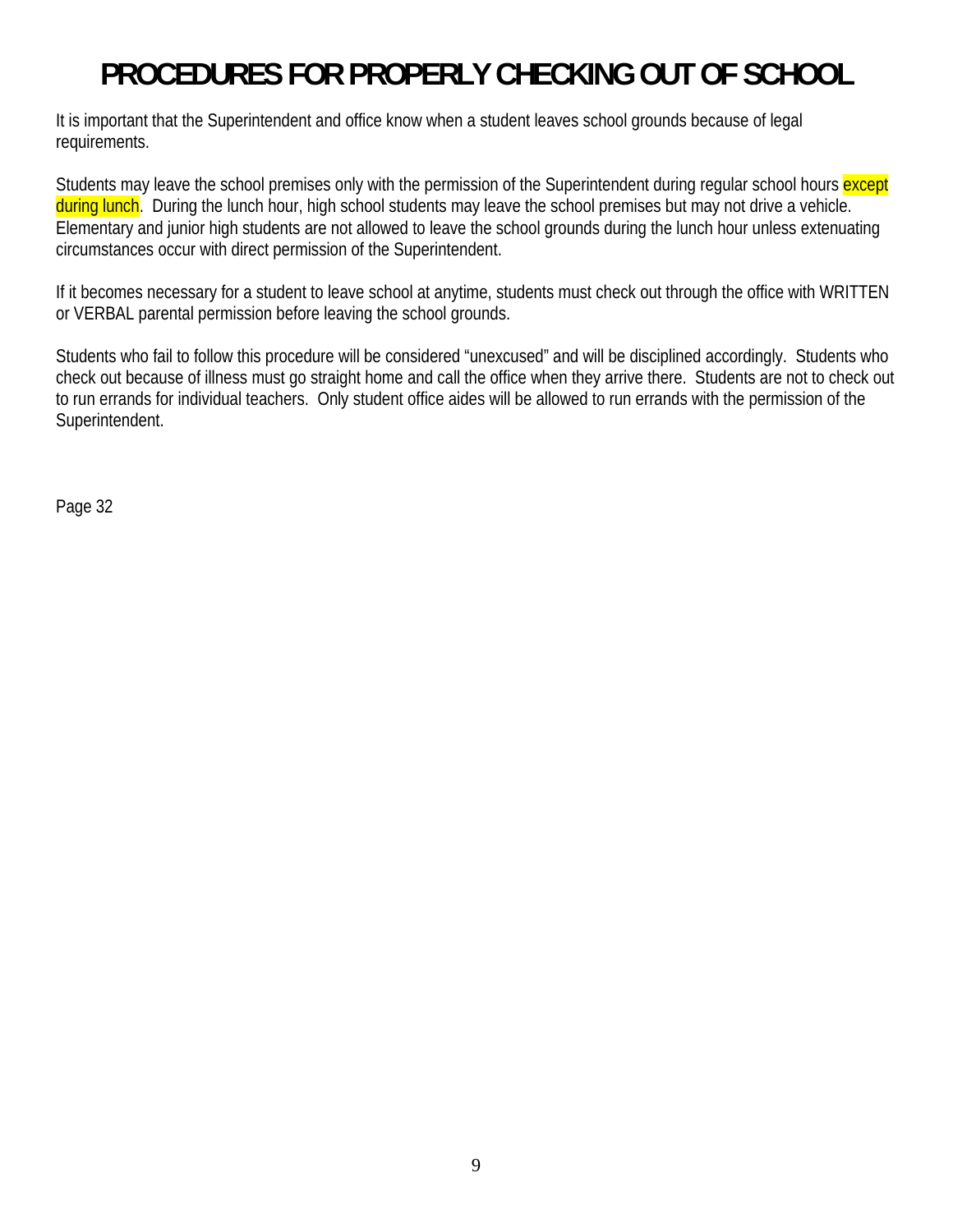# PROCEDURES FOR PROPERLY CHECKING OUT OF SCHOOL

It is important that the Superintendent and office know when a student leaves school grounds because of legal requirements.

Students may leave the school premises only with the permission of the Superintendent during regular school hours except during lunch. During the lunch hour, high school students may leave the school premises but may not drive a vehicle. Elementary and junior high students are not allowed to leave the school grounds during the lunch hour unless extenuating circumstances occur with direct permission of the Superintendent.

If it becomes necessary for a student to leave school at anytime, students must check out through the office with WRITTEN or VERBAL parental permission before leaving the school grounds.

Students who fail to follow this procedure will be considered "unexcused" and will be disciplined accordingly. Students who check out because of illness must go straight home and call the office when they arrive there. Students are not to check out to run errands for individual teachers. Only student office aides will be allowed to run errands with the permission of the Superintendent.

Page 32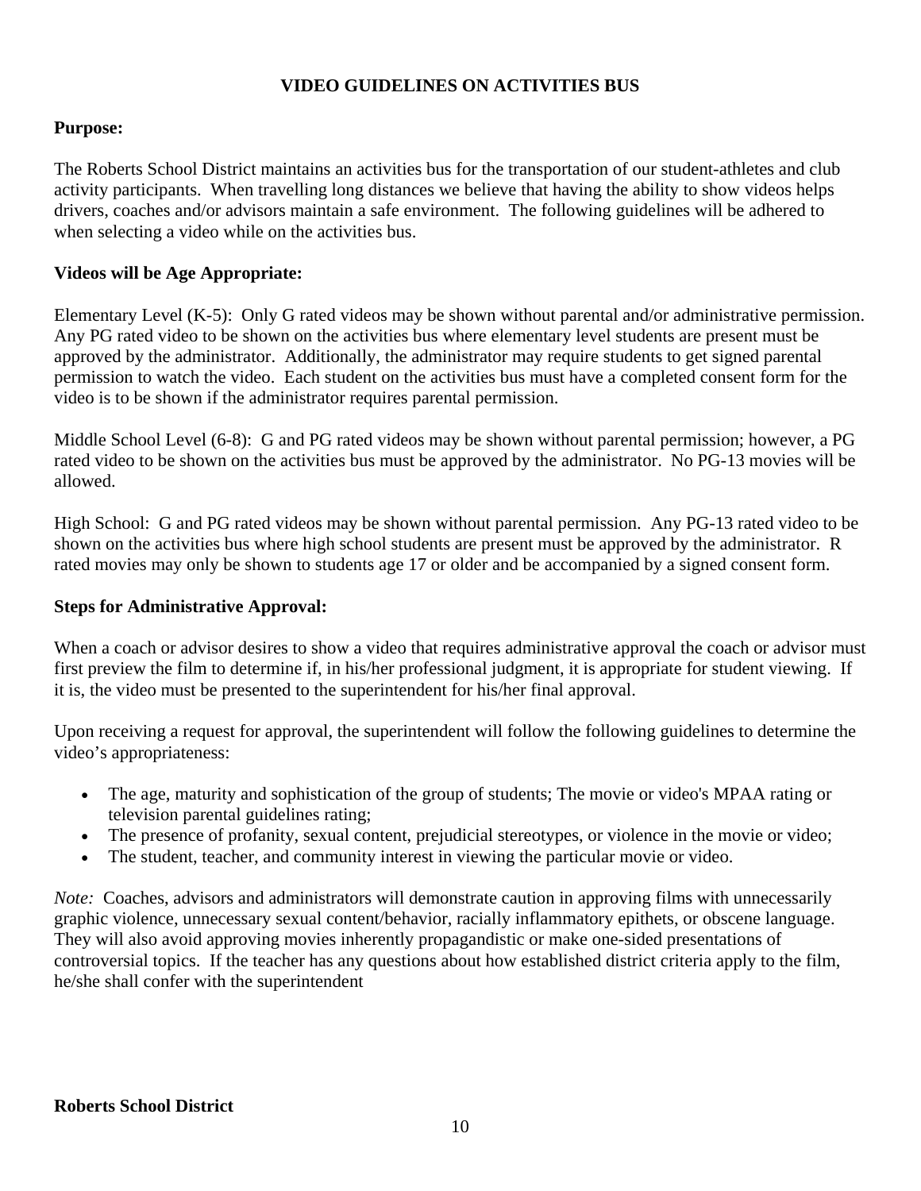# VIDEO GUIDELINES ON ACTIVITIES BUS

**Purpose:**

The Roberts School District maintains an activities bus for the transportation of our student-athletes and club activity participants. When travelling long distances we believe that having the ability to show videos helps drivers, coaches and/or advisors maintain a safe environment. The following guidelines will be adhered to when selecting a video while on the activities bus.

**Videos will be Age Appropriate:**

Elementary Level (K-5): Only G rated videos may be shown without parental and/or administrative permission. Any PG rated video to be shown on the activities bus where elementary level students are present must be approved by the administrator. Additionally, the administrator may require students to get signed parental permission to watch the video. Each student on the activities bus must have a completed consent form for the video is to be shown if the administrator requires parental permission.

Middle School Level (6-8): G and PG rated videos may be shown without parental permission; however, a PG rated video to be shown on the activities bus must be approved by the administrator. No PG-13 movies will be allowed.

High School: G and PG rated videos may be shown without parental permission. Any PG-13 rated video to be shown on the activities bus where high school students are present must be approved by the administrator. R rated movies may only be shown to students age 17 or older and be accompanied by a signed consent form.

**Steps for Administrative Approval:**

When a coach or advisor desires to show a video that requires administrative approval the coach or advisor must first preview the film to determine if, in his/her professional judgment, it is appropriate for student viewing. If it is, the video must be presented to the superintendent for his/her final approval.

Upon receiving a request for approval, the superintendent will follow the following guidelines to determine the video's appropriateness:

- The age, maturity and sophistication of the group of students; The movie or video's MPAA rating or television parental guidelines rating;
- The presence of profanity, sexual content, prejudicial stereotypes, or violence in the movie or video;
- The student, teacher, and community interest in viewing the particular movie or video.

*Note:* Coaches, advisors and administrators will demonstrate caution in approving films with unnecessarily graphic violence, unnecessary sexual content/behavior, racially inflammatory epithets, or obscene language. They will also avoid approving movies inherently propagandistic or make one-sided presentations of controversial topics. If the teacher has any questions about how established district criteria apply to the film, he/she shall confer with the superintendent

**Roberts School District**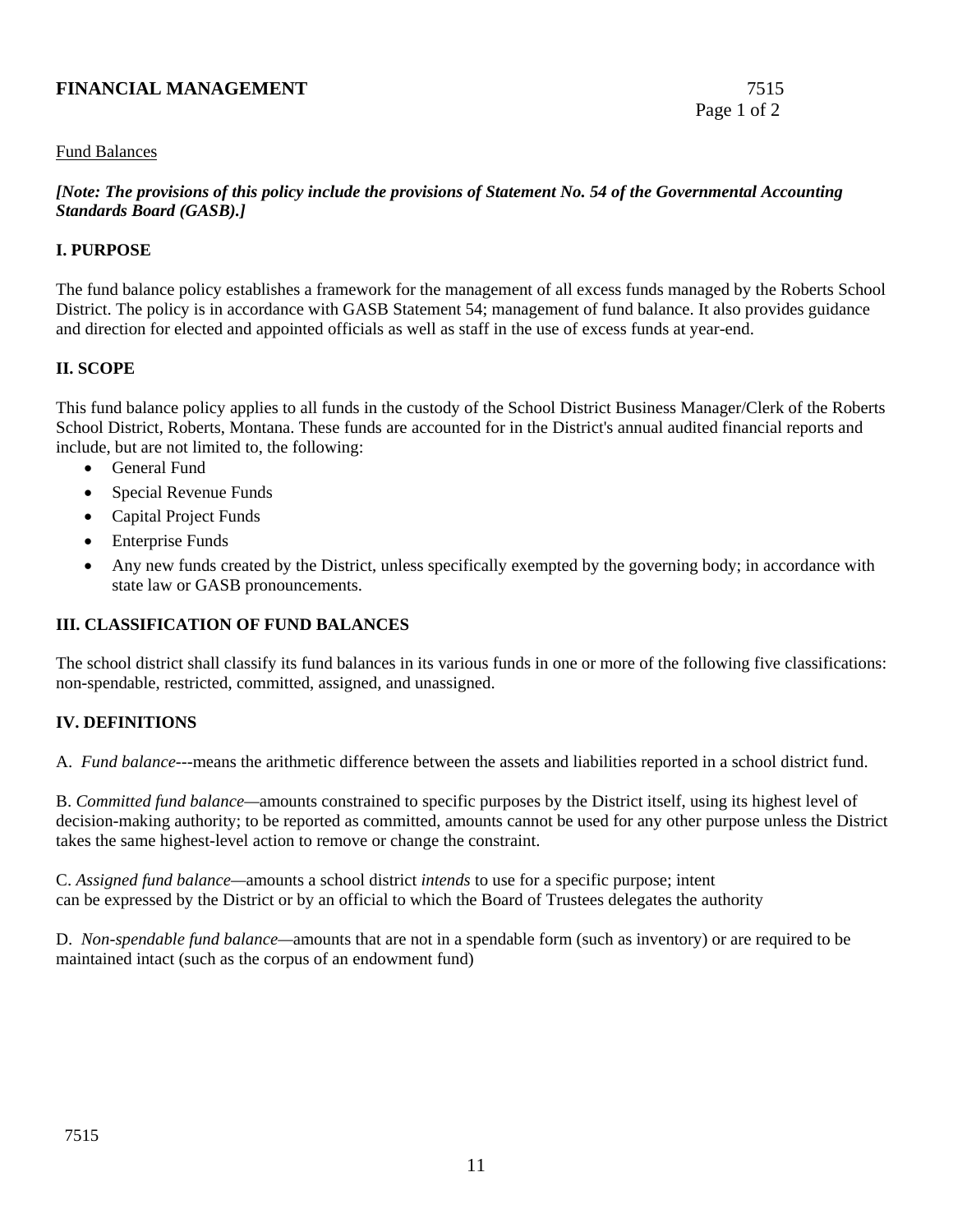# FINANCIAL MANAGEMENT 7515

Fund Balances

***[Note: The provisions of this policy include the provisions of Statement No. 54 of the Governmental Accounting Standards Board (GASB).]***

## I. PURPOSE

The fund balance policy establishes a framework for the management of all excess funds managed by the Roberts School District. The policy is in accordance with GASB Statement 54; management of fund balance. It also provides guidance and direction for elected and appointed officials as well as staff in the use of excess funds at year-end.

## II. SCOPE

This fund balance policy applies to all funds in the custody of the School District Business Manager/Clerk of the Roberts School District, Roberts, Montana. These funds are accounted for in the District's annual audited financial reports and include, but are not limited to, the following:

- General Fund
- Special Revenue Funds
- Capital Project Funds
- Enterprise Funds
- Any new funds created by the District, unless specifically exempted by the governing body; in accordance with state law or GASB pronouncements.

## III. CLASSIFICATION OF FUND BALANCES

The school district shall classify its fund balances in its various funds in one or more of the following five classifications: non-spendable, restricted, committed, assigned, and unassigned.

## IV. DEFINITIONS

A. *Fund balance*---means the arithmetic difference between the assets and liabilities reported in a school district fund.

B. *Committed fund balance*—amounts constrained to specific purposes by the District itself, using its highest level of decision-making authority; to be reported as committed, amounts cannot be used for any other purpose unless the District takes the same highest-level action to remove or change the constraint.

C. *Assigned fund balance*—amounts a school district *intends* to use for a specific purpose; intent can be expressed by the District or by an official to which the Board of Trustees delegates the authority

D. *Non-spendable fund balance*—amounts that are not in a spendable form (such as inventory) or are required to be maintained intact (such as the corpus of an endowment fund)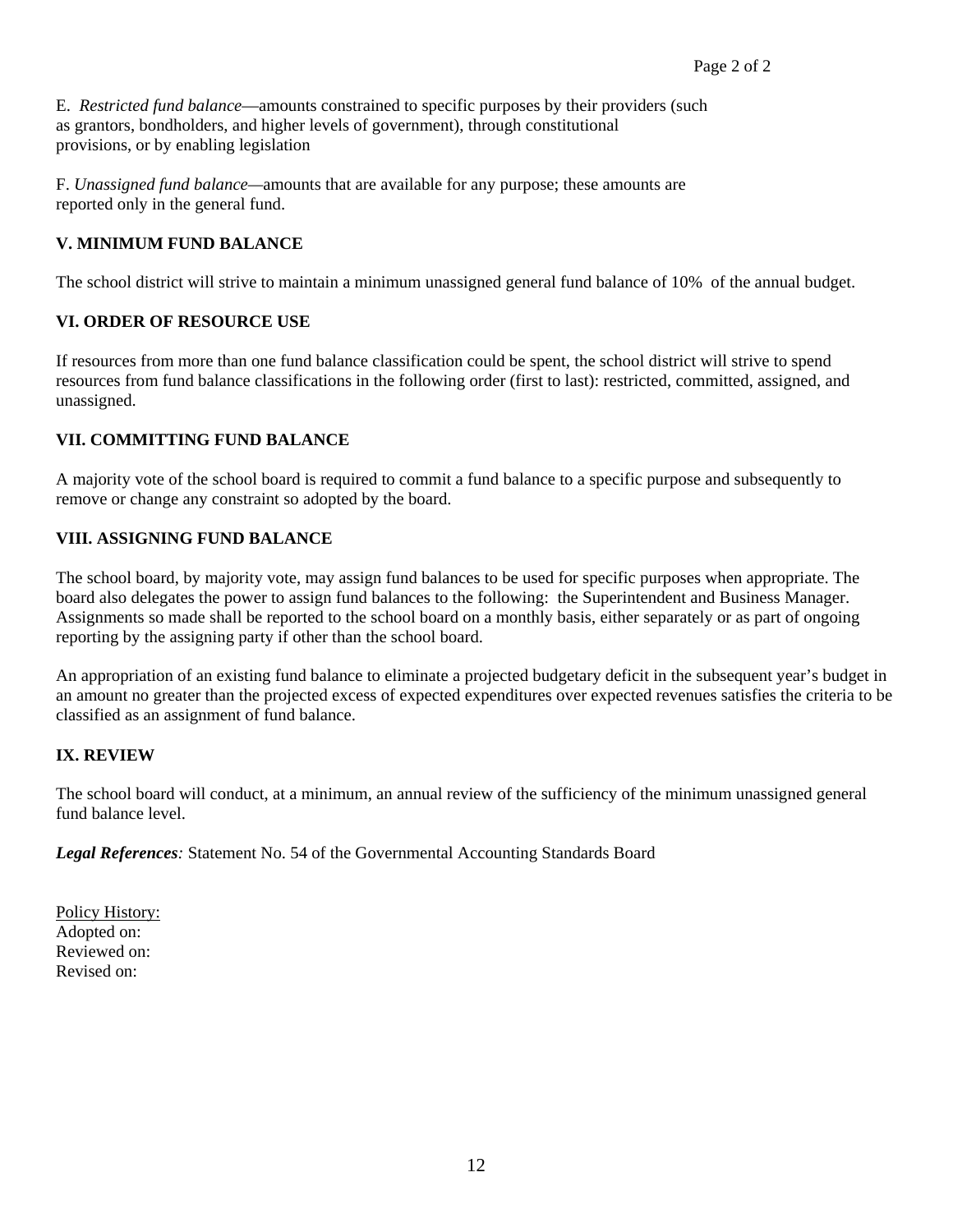E. *Restricted fund balance*—amounts constrained to specific purposes by their providers (such as grantors, bondholders, and higher levels of government), through constitutional provisions, or by enabling legislation

F. *Unassigned fund balance*—amounts that are available for any purpose; these amounts are reported only in the general fund.

## V. MINIMUM FUND BALANCE

The school district will strive to maintain a minimum unassigned general fund balance of 10% of the annual budget.

## VI. ORDER OF RESOURCE USE

If resources from more than one fund balance classification could be spent, the school district will strive to spend resources from fund balance classifications in the following order (first to last): restricted, committed, assigned, and unassigned.

## VII. COMMITTING FUND BALANCE

A majority vote of the school board is required to commit a fund balance to a specific purpose and subsequently to remove or change any constraint so adopted by the board.

## VIII. ASSIGNING FUND BALANCE

The school board, by majority vote, may assign fund balances to be used for specific purposes when appropriate. The board also delegates the power to assign fund balances to the following: the Superintendent and Business Manager. Assignments so made shall be reported to the school board on a monthly basis, either separately or as part of ongoing reporting by the assigning party if other than the school board.

An appropriation of an existing fund balance to eliminate a projected budgetary deficit in the subsequent year's budget in an amount no greater than the projected excess of expected expenditures over expected revenues satisfies the criteria to be classified as an assignment of fund balance.

## IX. REVIEW

The school board will conduct, at a minimum, an annual review of the sufficiency of the minimum unassigned general fund balance level.

***Legal References****:* Statement No. 54 of the Governmental Accounting Standards Board

Policy History:
Adopted on:
Reviewed on:
Revised on: